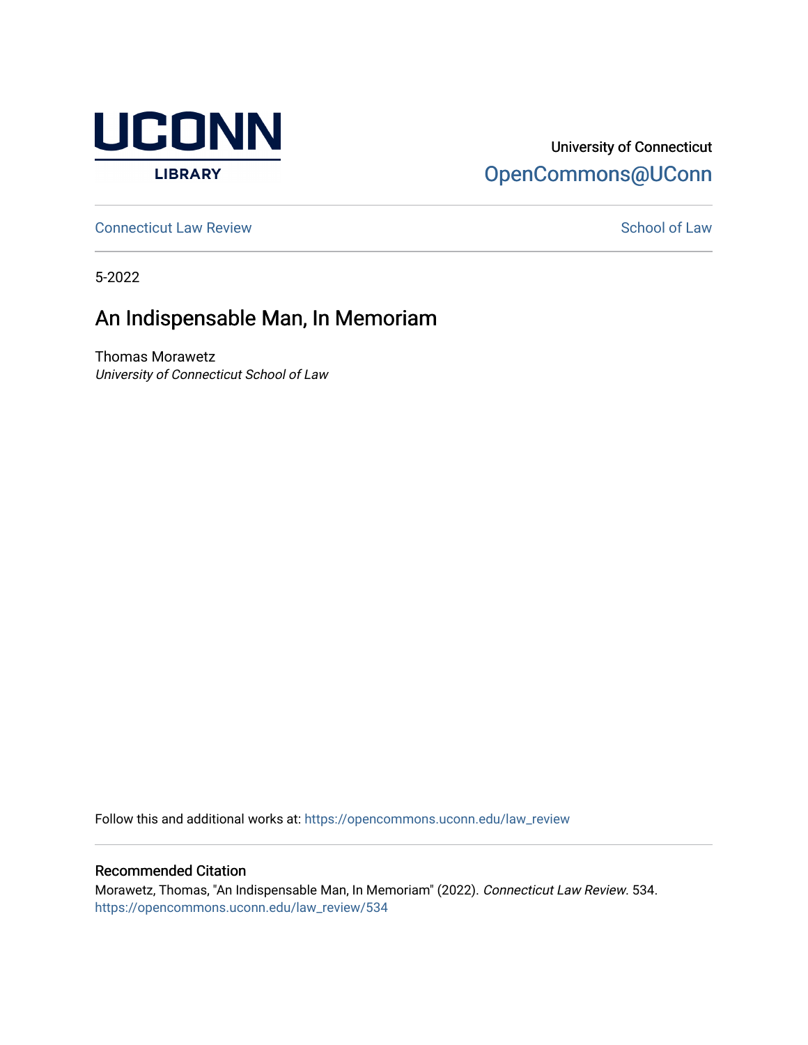University of Connecticut
OpenCommons@UConn

Connecticut Law Review

School of Law

5-2022

# An Indispensable Man, In Memoriam

Thomas Morawetz
*University of Connecticut School of Law*

Follow this and additional works at: https://opencommons.uconn.edu/law_review

## Recommended Citation

Morawetz, Thomas, "An Indispensable Man, In Memoriam" (2022). *Connecticut Law Review*. 534.
https://opencommons.uconn.edu/law_review/534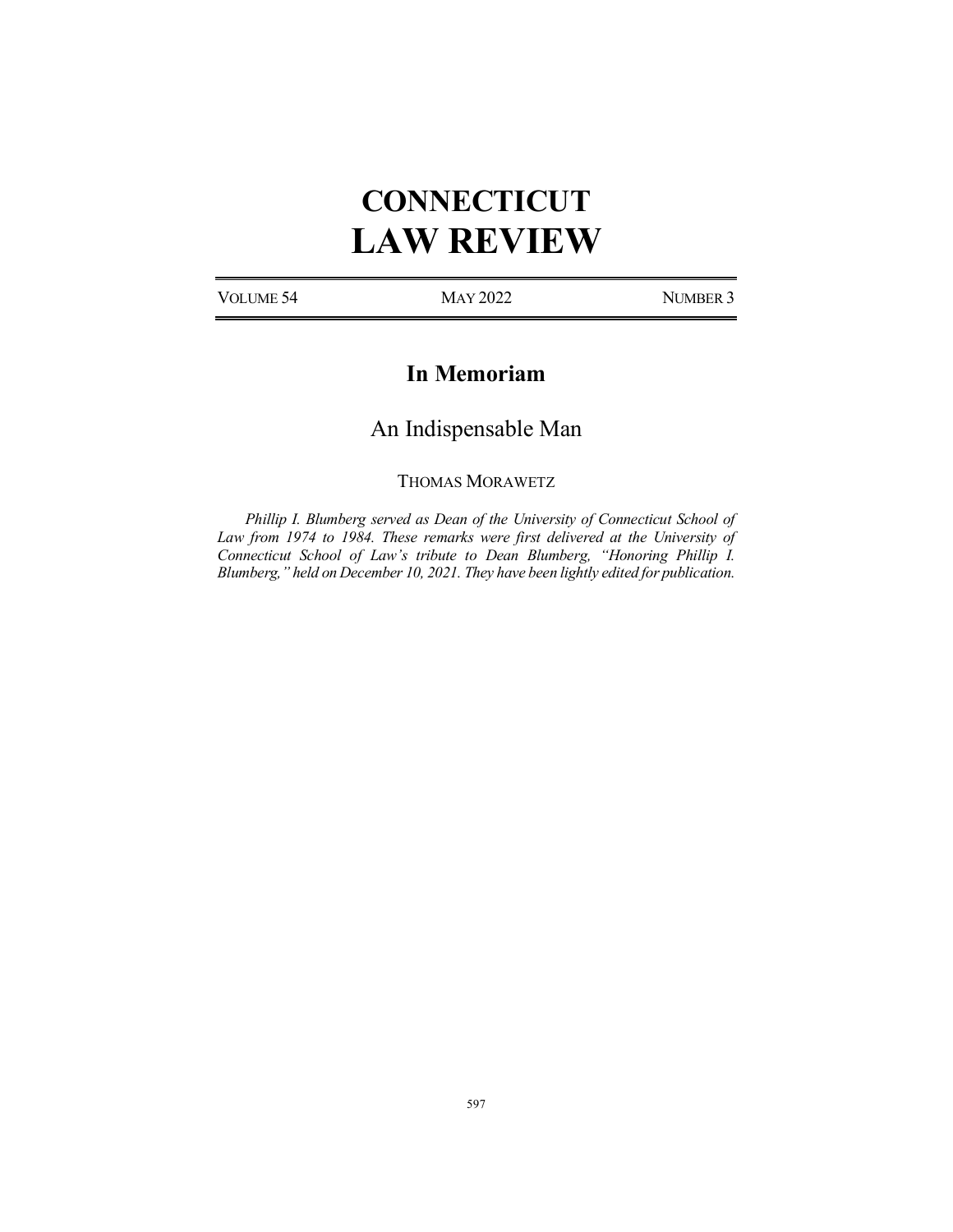# CONNECTICUT LAW REVIEW

VOLUME 54 MAY 2022 NUMBER 3

## In Memoriam

## An Indispensable Man

THOMAS MORAWETZ

*Phillip I. Blumberg served as Dean of the University of Connecticut School of Law from 1974 to 1984. These remarks were first delivered at the University of Connecticut School of Law's tribute to Dean Blumberg, "Honoring Phillip I. Blumberg," held on December 10, 2021. They have been lightly edited for publication.*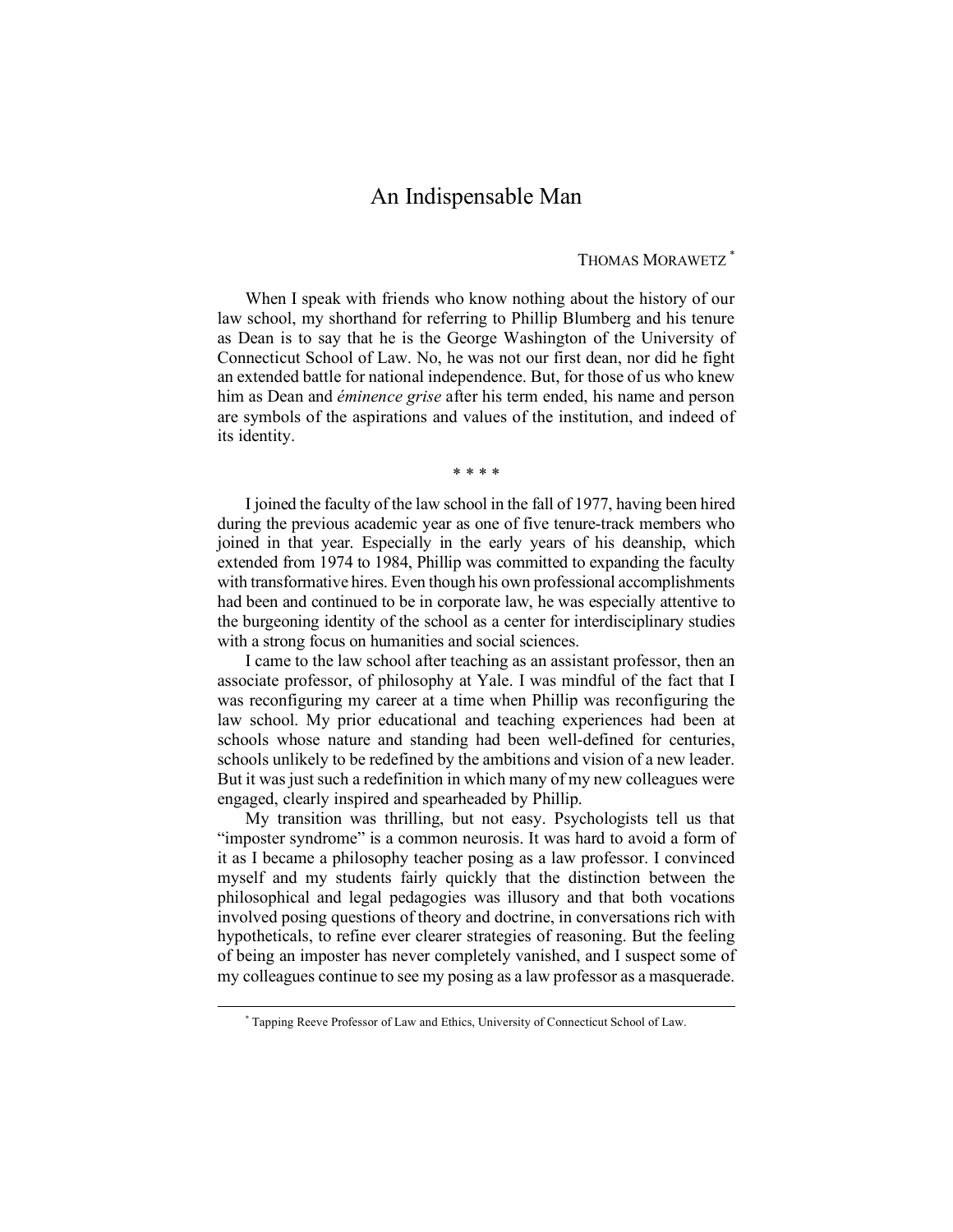# An Indispensable Man

THOMAS MORAWETZ [*]

When I speak with friends who know nothing about the history of our law school, my shorthand for referring to Phillip Blumberg and his tenure as Dean is to say that he is the George Washington of the University of Connecticut School of Law. No, he was not our first dean, nor did he fight an extended battle for national independence. But, for those of us who knew him as Dean and *éminence grise* after his term ended, his name and person are symbols of the aspirations and values of the institution, and indeed of its identity.

\* \* \* \*

I joined the faculty of the law school in the fall of 1977, having been hired during the previous academic year as one of five tenure-track members who joined in that year. Especially in the early years of his deanship, which extended from 1974 to 1984, Phillip was committed to expanding the faculty with transformative hires. Even though his own professional accomplishments had been and continued to be in corporate law, he was especially attentive to the burgeoning identity of the school as a center for interdisciplinary studies with a strong focus on humanities and social sciences.

I came to the law school after teaching as an assistant professor, then an associate professor, of philosophy at Yale. I was mindful of the fact that I was reconfiguring my career at a time when Phillip was reconfiguring the law school. My prior educational and teaching experiences had been at schools whose nature and standing had been well-defined for centuries, schools unlikely to be redefined by the ambitions and vision of a new leader. But it was just such a redefinition in which many of my new colleagues were engaged, clearly inspired and spearheaded by Phillip.

My transition was thrilling, but not easy. Psychologists tell us that "imposter syndrome" is a common neurosis. It was hard to avoid a form of it as I became a philosophy teacher posing as a law professor. I convinced myself and my students fairly quickly that the distinction between the philosophical and legal pedagogies was illusory and that both vocations involved posing questions of theory and doctrine, in conversations rich with hypotheticals, to refine ever clearer strategies of reasoning. But the feeling of being an imposter has never completely vanished, and I suspect some of my colleagues continue to see my posing as a law professor as a masquerade.

[*] Tapping Reeve Professor of Law and Ethics, University of Connecticut School of Law.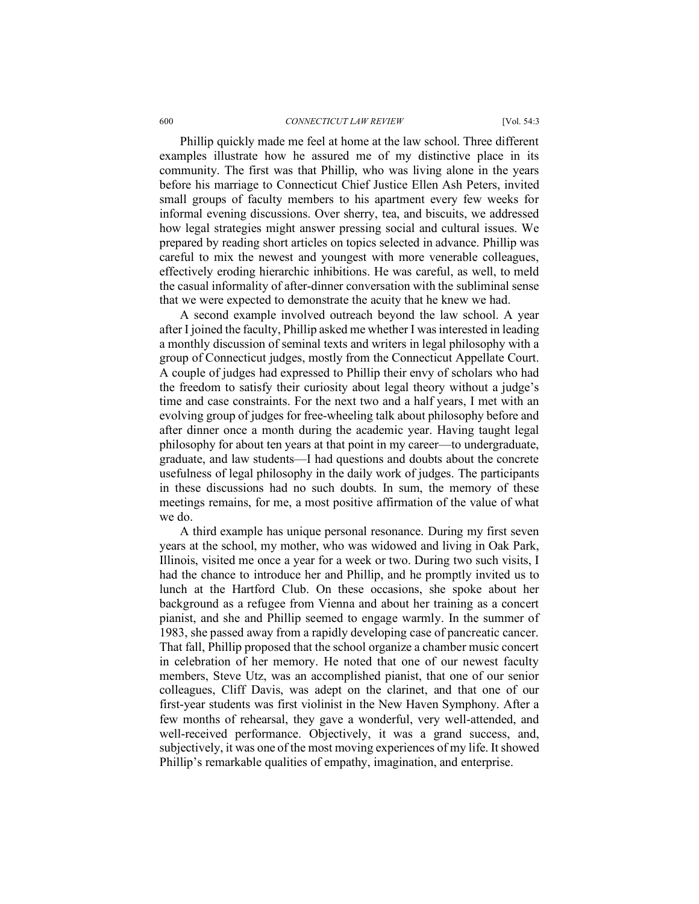Phillip quickly made me feel at home at the law school. Three different examples illustrate how he assured me of my distinctive place in its community. The first was that Phillip, who was living alone in the years before his marriage to Connecticut Chief Justice Ellen Ash Peters, invited small groups of faculty members to his apartment every few weeks for informal evening discussions. Over sherry, tea, and biscuits, we addressed how legal strategies might answer pressing social and cultural issues. We prepared by reading short articles on topics selected in advance. Phillip was careful to mix the newest and youngest with more venerable colleagues, effectively eroding hierarchic inhibitions. He was careful, as well, to meld the casual informality of after-dinner conversation with the subliminal sense that we were expected to demonstrate the acuity that he knew we had.

A second example involved outreach beyond the law school. A year after I joined the faculty, Phillip asked me whether I was interested in leading a monthly discussion of seminal texts and writers in legal philosophy with a group of Connecticut judges, mostly from the Connecticut Appellate Court. A couple of judges had expressed to Phillip their envy of scholars who had the freedom to satisfy their curiosity about legal theory without a judge's time and case constraints. For the next two and a half years, I met with an evolving group of judges for free-wheeling talk about philosophy before and after dinner once a month during the academic year. Having taught legal philosophy for about ten years at that point in my career—to undergraduate, graduate, and law students—I had questions and doubts about the concrete usefulness of legal philosophy in the daily work of judges. The participants in these discussions had no such doubts. In sum, the memory of these meetings remains, for me, a most positive affirmation of the value of what we do.

A third example has unique personal resonance. During my first seven years at the school, my mother, who was widowed and living in Oak Park, Illinois, visited me once a year for a week or two. During two such visits, I had the chance to introduce her and Phillip, and he promptly invited us to lunch at the Hartford Club. On these occasions, she spoke about her background as a refugee from Vienna and about her training as a concert pianist, and she and Phillip seemed to engage warmly. In the summer of 1983, she passed away from a rapidly developing case of pancreatic cancer. That fall, Phillip proposed that the school organize a chamber music concert in celebration of her memory. He noted that one of our newest faculty members, Steve Utz, was an accomplished pianist, that one of our senior colleagues, Cliff Davis, was adept on the clarinet, and that one of our first-year students was first violinist in the New Haven Symphony. After a few months of rehearsal, they gave a wonderful, very well-attended, and well-received performance. Objectively, it was a grand success, and, subjectively, it was one of the most moving experiences of my life. It showed Phillip's remarkable qualities of empathy, imagination, and enterprise.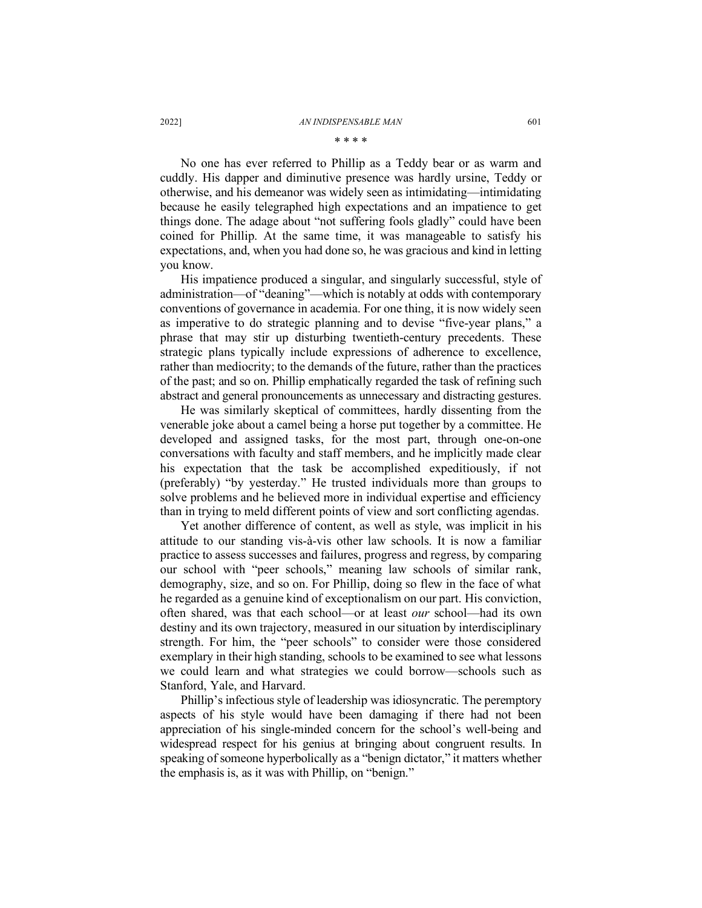\* \* \* \*

No one has ever referred to Phillip as a Teddy bear or as warm and cuddly. His dapper and diminutive presence was hardly ursine, Teddy or otherwise, and his demeanor was widely seen as intimidating—intimidating because he easily telegraphed high expectations and an impatience to get things done. The adage about "not suffering fools gladly" could have been coined for Phillip. At the same time, it was manageable to satisfy his expectations, and, when you had done so, he was gracious and kind in letting you know.

His impatience produced a singular, and singularly successful, style of administration—of "deaning"—which is notably at odds with contemporary conventions of governance in academia. For one thing, it is now widely seen as imperative to do strategic planning and to devise "five-year plans," a phrase that may stir up disturbing twentieth-century precedents. These strategic plans typically include expressions of adherence to excellence, rather than mediocrity; to the demands of the future, rather than the practices of the past; and so on. Phillip emphatically regarded the task of refining such abstract and general pronouncements as unnecessary and distracting gestures.

He was similarly skeptical of committees, hardly dissenting from the venerable joke about a camel being a horse put together by a committee. He developed and assigned tasks, for the most part, through one-on-one conversations with faculty and staff members, and he implicitly made clear his expectation that the task be accomplished expeditiously, if not (preferably) "by yesterday." He trusted individuals more than groups to solve problems and he believed more in individual expertise and efficiency than in trying to meld different points of view and sort conflicting agendas.

Yet another difference of content, as well as style, was implicit in his attitude to our standing vis-à-vis other law schools. It is now a familiar practice to assess successes and failures, progress and regress, by comparing our school with "peer schools," meaning law schools of similar rank, demography, size, and so on. For Phillip, doing so flew in the face of what he regarded as a genuine kind of exceptionalism on our part. His conviction, often shared, was that each school—or at least *our* school—had its own destiny and its own trajectory, measured in our situation by interdisciplinary strength. For him, the "peer schools" to consider were those considered exemplary in their high standing, schools to be examined to see what lessons we could learn and what strategies we could borrow—schools such as Stanford, Yale, and Harvard.

Phillip's infectious style of leadership was idiosyncratic. The peremptory aspects of his style would have been damaging if there had not been appreciation of his single-minded concern for the school's well-being and widespread respect for his genius at bringing about congruent results. In speaking of someone hyperbolically as a "benign dictator," it matters whether the emphasis is, as it was with Phillip, on "benign."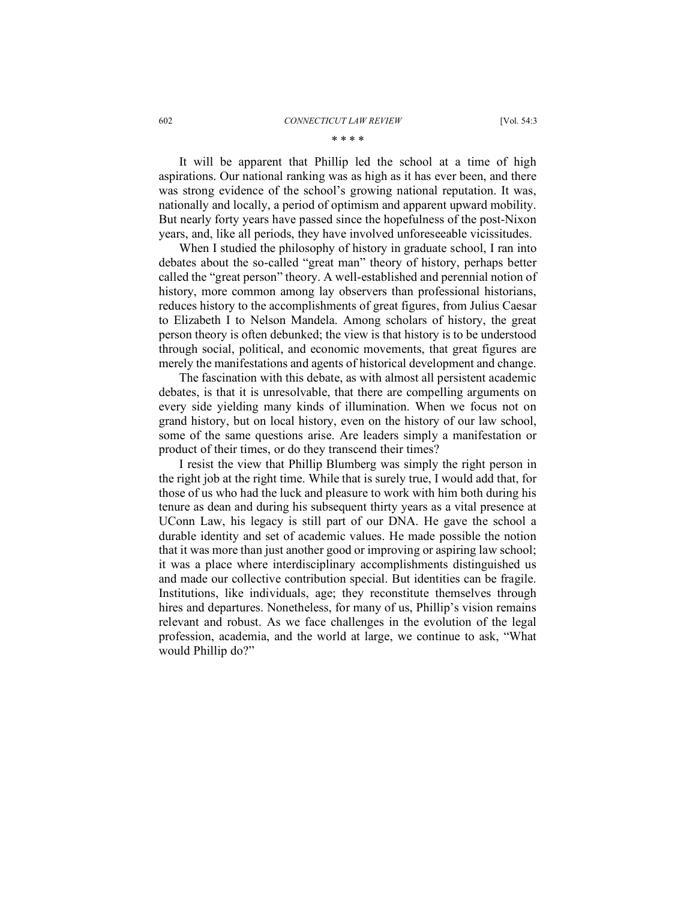\* \* \* \*

It will be apparent that Phillip led the school at a time of high aspirations. Our national ranking was as high as it has ever been, and there was strong evidence of the school's growing national reputation. It was, nationally and locally, a period of optimism and apparent upward mobility. But nearly forty years have passed since the hopefulness of the post-Nixon years, and, like all periods, they have involved unforeseeable vicissitudes.

When I studied the philosophy of history in graduate school, I ran into debates about the so-called "great man" theory of history, perhaps better called the "great person" theory. A well-established and perennial notion of history, more common among lay observers than professional historians, reduces history to the accomplishments of great figures, from Julius Caesar to Elizabeth I to Nelson Mandela. Among scholars of history, the great person theory is often debunked; the view is that history is to be understood through social, political, and economic movements, that great figures are merely the manifestations and agents of historical development and change.

The fascination with this debate, as with almost all persistent academic debates, is that it is unresolvable, that there are compelling arguments on every side yielding many kinds of illumination. When we focus not on grand history, but on local history, even on the history of our law school, some of the same questions arise. Are leaders simply a manifestation or product of their times, or do they transcend their times?

I resist the view that Phillip Blumberg was simply the right person in the right job at the right time. While that is surely true, I would add that, for those of us who had the luck and pleasure to work with him both during his tenure as dean and during his subsequent thirty years as a vital presence at UConn Law, his legacy is still part of our DNA. He gave the school a durable identity and set of academic values. He made possible the notion that it was more than just another good or improving or aspiring law school; it was a place where interdisciplinary accomplishments distinguished us and made our collective contribution special. But identities can be fragile. Institutions, like individuals, age; they reconstitute themselves through hires and departures. Nonetheless, for many of us, Phillip's vision remains relevant and robust. As we face challenges in the evolution of the legal profession, academia, and the world at large, we continue to ask, "What would Phillip do?"